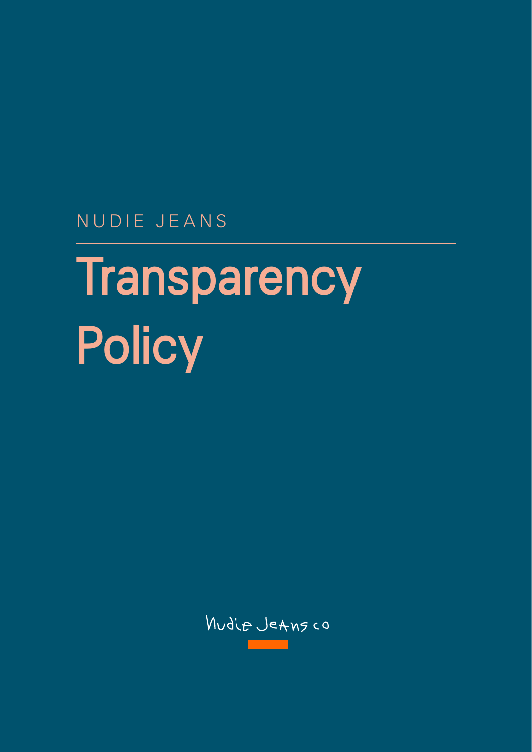NUDIE JEANS

# Transparency Policy

Nudie Jeans co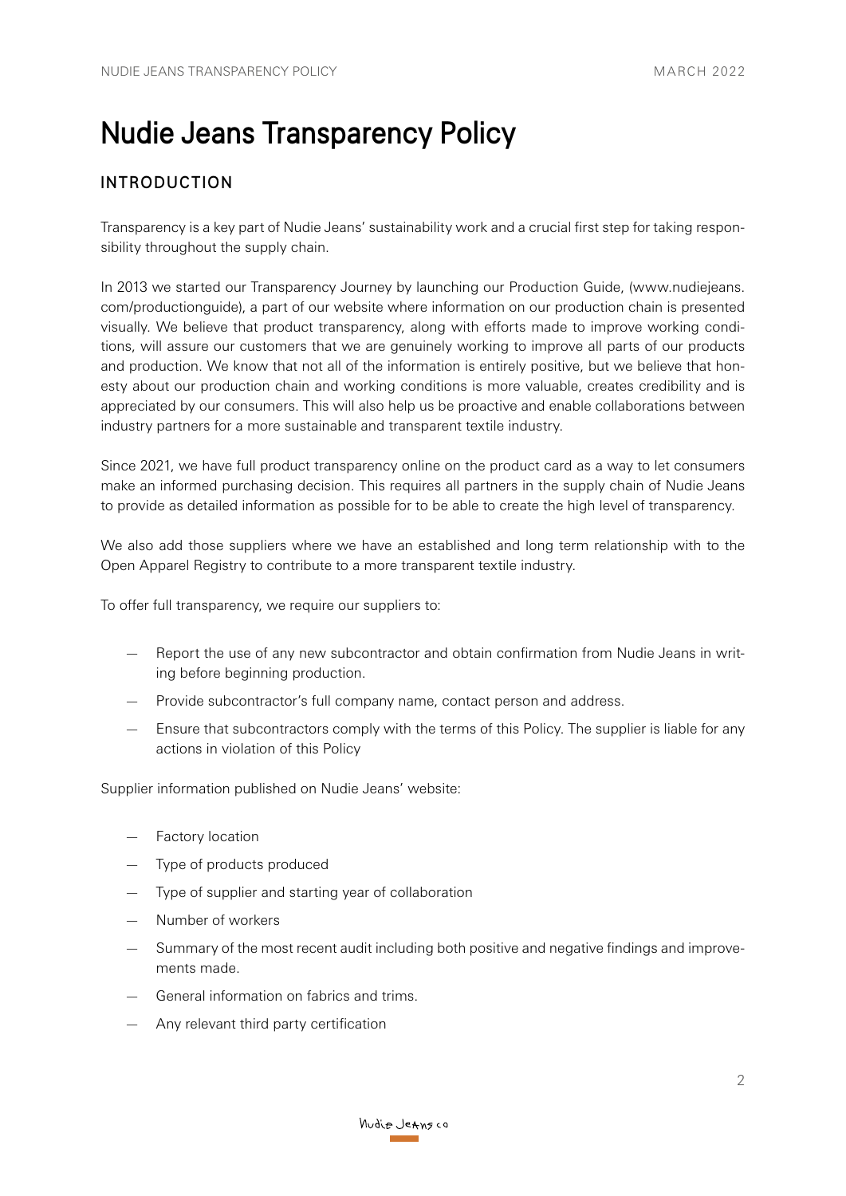# Nudie Jeans Transparency Policy

## INTRODUCTION

Transparency is a key part of Nudie Jeans' sustainability work and a crucial first step for taking responsibility throughout the supply chain.

In 2013 we started our Transparency Journey by launching our Production Guide, (www.nudiejeans.com/productionguide), a part of our website where information on our production chain is presented visually. We believe that product transparency, along with efforts made to improve working conditions, will assure our customers that we are genuinely working to improve all parts of our products and production. We know that not all of the information is entirely positive, but we believe that honesty about our production chain and working conditions is more valuable, creates credibility and is appreciated by our consumers. This will also help us be proactive and enable collaborations between industry partners for a more sustainable and transparent textile industry.

Since 2021, we have full product transparency online on the product card as a way to let consumers make an informed purchasing decision. This requires all partners in the supply chain of Nudie Jeans to provide as detailed information as possible for to be able to create the high level of transparency.

We also add those suppliers where we have an established and long term relationship with to the Open Apparel Registry to contribute to a more transparent textile industry.

To offer full transparency, we require our suppliers to:

- Report the use of any new subcontractor and obtain confirmation from Nudie Jeans in writing before beginning production.
- Provide subcontractor's full company name, contact person and address.
- Ensure that subcontractors comply with the terms of this Policy. The supplier is liable for any actions in violation of this Policy

Supplier information published on Nudie Jeans' website:

- Factory location
- Type of products produced
- Type of supplier and starting year of collaboration
- Number of workers
- Summary of the most recent audit including both positive and negative findings and improvements made.
- General information on fabrics and trims.
- Any relevant third party certification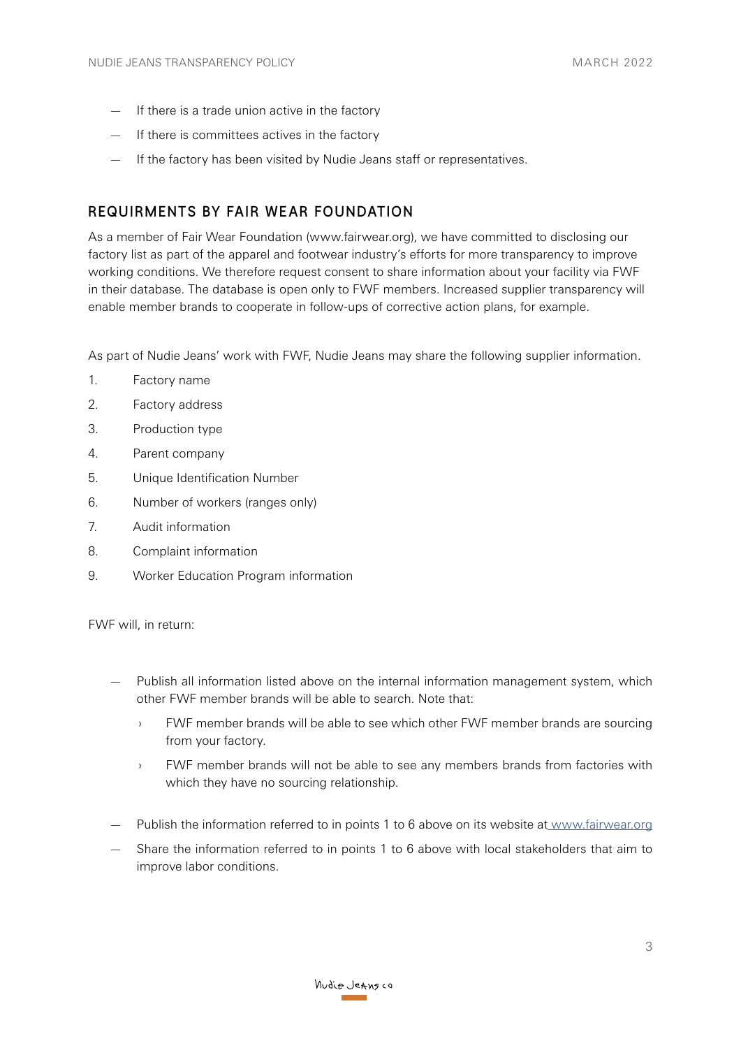- If there is a trade union active in the factory
- If there is committees actives in the factory
- If the factory has been visited by Nudie Jeans staff or representatives.

## REQUIRMENTS BY FAIR WEAR FOUNDATION

As a member of Fair Wear Foundation (www.fairwear.org), we have committed to disclosing our factory list as part of the apparel and footwear industry's efforts for more transparency to improve working conditions. We therefore request consent to share information about your facility via FWF in their database. The database is open only to FWF members. Increased supplier transparency will enable member brands to cooperate in follow-ups of corrective action plans, for example.

As part of Nudie Jeans' work with FWF, Nudie Jeans may share the following supplier information.

1. Factory name
2. Factory address
3. Production type
4. Parent company
5. Unique Identification Number
6. Number of workers (ranges only)
7. Audit information
8. Complaint information
9. Worker Education Program information

FWF will, in return:

- Publish all information listed above on the internal information management system, which other FWF member brands will be able to search. Note that:
  - FWF member brands will be able to see which other FWF member brands are sourcing from your factory.
  - FWF member brands will not be able to see any members brands from factories with which they have no sourcing relationship.
- Publish the information referred to in points 1 to 6 above on its website at www.fairwear.org
- Share the information referred to in points 1 to 6 above with local stakeholders that aim to improve labor conditions.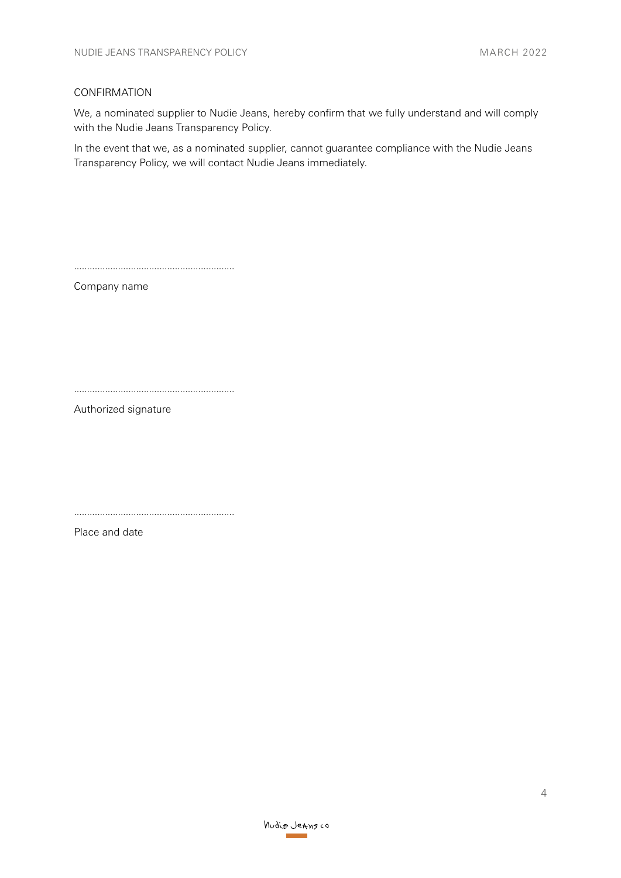## CONFIRMATION

We, a nominated supplier to Nudie Jeans, hereby confirm that we fully understand and will comply with the Nudie Jeans Transparency Policy.

In the event that we, as a nominated supplier, cannot guarantee compliance with the Nudie Jeans Transparency Policy, we will contact Nudie Jeans immediately.

............................................................

Company name

............................................................

Authorized signature

............................................................

Place and date